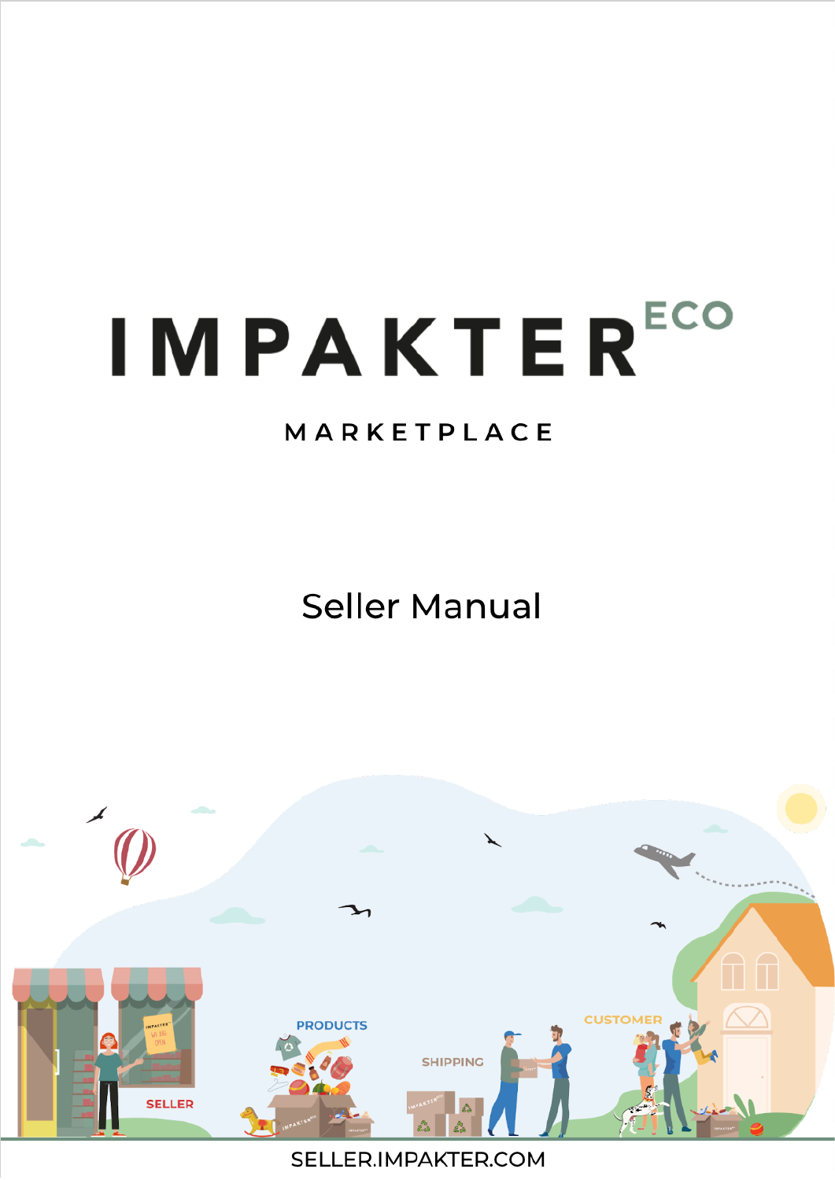# IMPAKTER ECO

## MARKETPLACE

# Seller Manual

SELLER.IMPAKTER.COM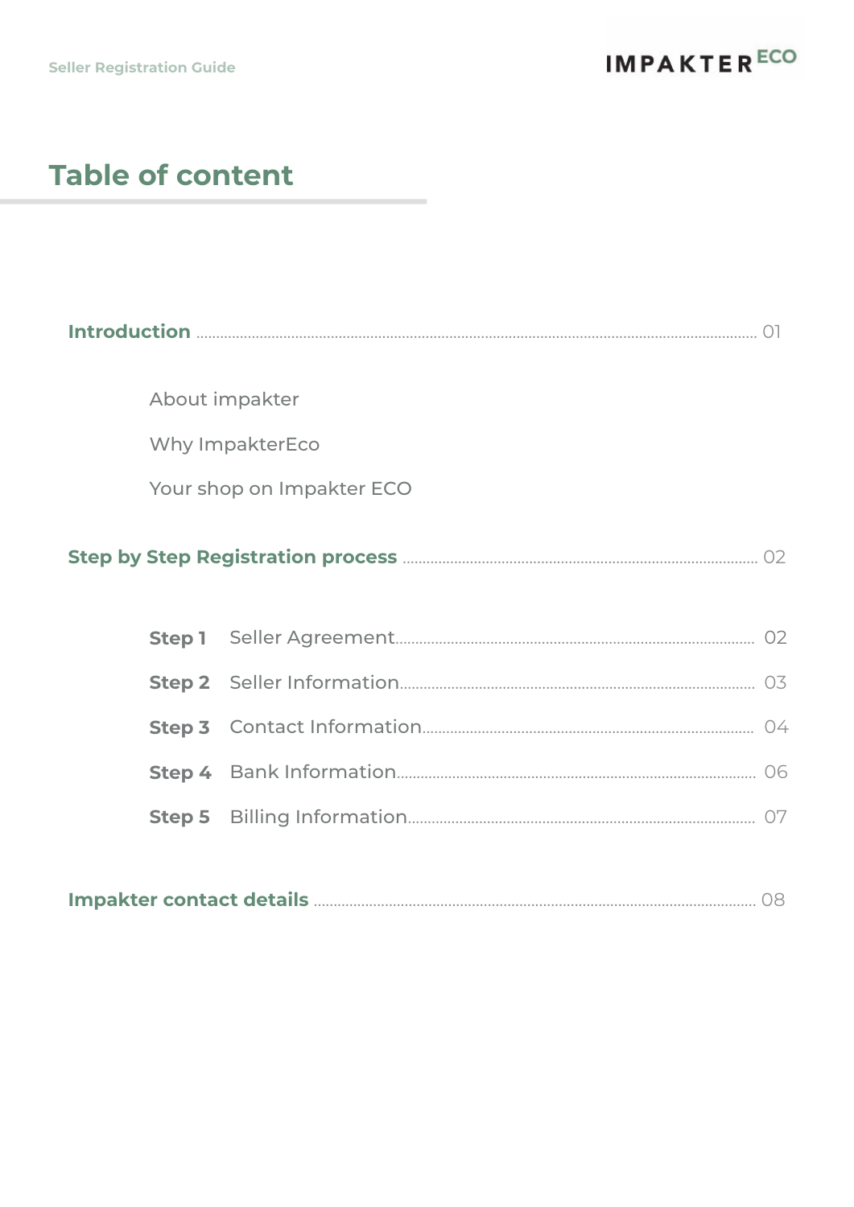# Table of content

**Introduction** ..... 01

- About impakter
- Why ImpakterEco
- Your shop on Impakter ECO

**Step by Step Registration process** ..... 02

- **Step 1** Seller Agreement ..... 02
- **Step 2** Seller Information ..... 03
- **Step 3** Contact Information ..... 04
- **Step 4** Bank Information ..... 06
- **Step 5** Billing Information ..... 07

**Impakter contact details** ..... 08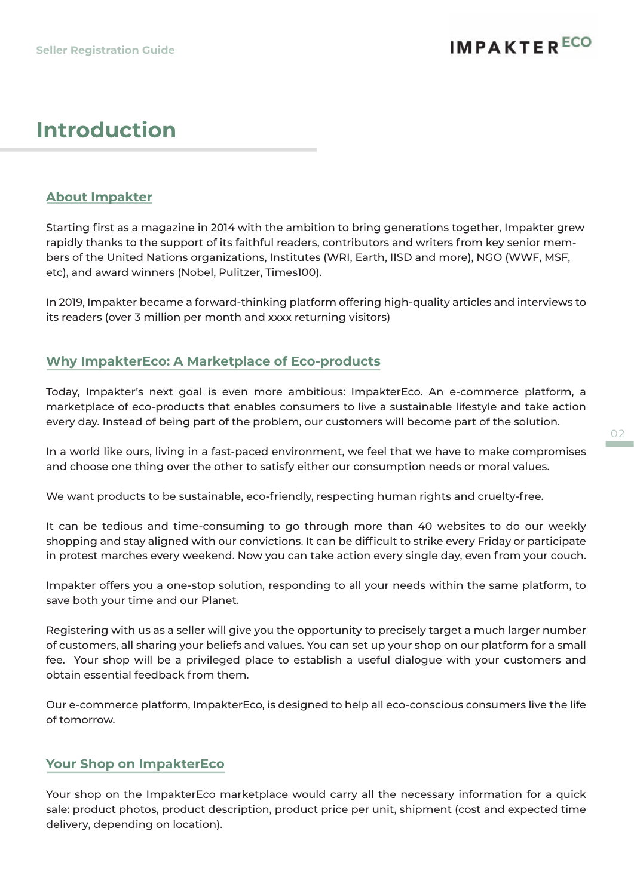# Introduction

## About Impakter

Starting first as a magazine in 2014 with the ambition to bring generations together, Impakter grew rapidly thanks to the support of its faithful readers, contributors and writers from key senior members of the United Nations organizations, Institutes (WRI, Earth, IISD and more), NGO (WWF, MSF, etc), and award winners (Nobel, Pulitzer, Times100).

In 2019, Impakter became a forward-thinking platform offering high-quality articles and interviews to its readers (over 3 million per month and xxxx returning visitors)

## Why ImpakterEco: A Marketplace of Eco-products

Today, Impakter's next goal is even more ambitious: ImpakterEco. An e-commerce platform, a marketplace of eco-products that enables consumers to live a sustainable lifestyle and take action every day. Instead of being part of the problem, our customers will become part of the solution.

In a world like ours, living in a fast-paced environment, we feel that we have to make compromises and choose one thing over the other to satisfy either our consumption needs or moral values.

We want products to be sustainable, eco-friendly, respecting human rights and cruelty-free.

It can be tedious and time-consuming to go through more than 40 websites to do our weekly shopping and stay aligned with our convictions. It can be difficult to strike every Friday or participate in protest marches every weekend. Now you can take action every single day, even from your couch.

Impakter offers you a one-stop solution, responding to all your needs within the same platform, to save both your time and our Planet.

Registering with us as a seller will give you the opportunity to precisely target a much larger number of customers, all sharing your beliefs and values. You can set up your shop on our platform for a small fee. Your shop will be a privileged place to establish a useful dialogue with your customers and obtain essential feedback from them.

Our e-commerce platform, ImpakterEco, is designed to help all eco-conscious consumers live the life of tomorrow.

## Your Shop on ImpakterEco

Your shop on the ImpakterEco marketplace would carry all the necessary information for a quick sale: product photos, product description, product price per unit, shipment (cost and expected time delivery, depending on location).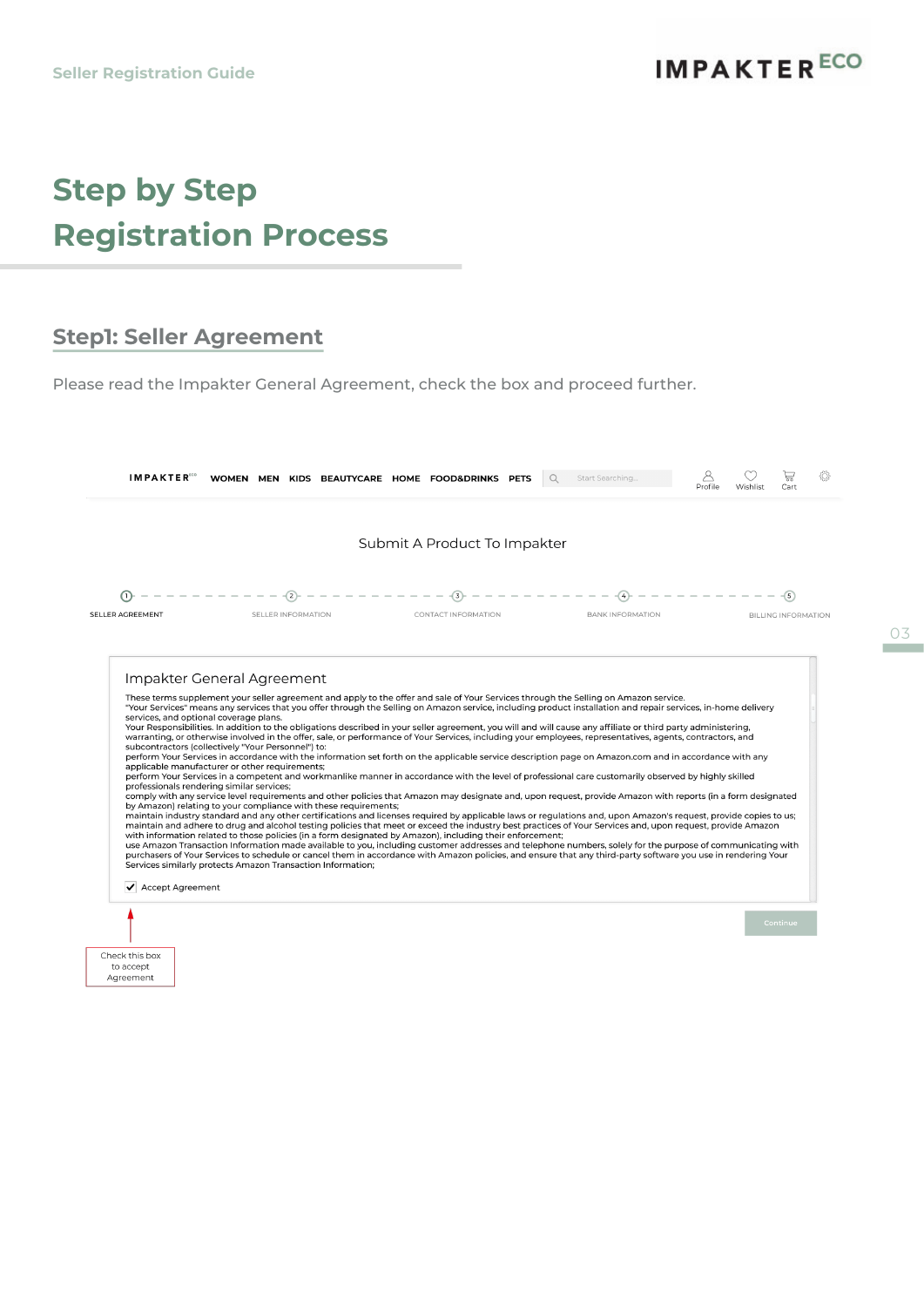# Step by Step Registration Process

## Step1: Seller Agreement

Please read the Impakter General Agreement, check the box and proceed further.

IMPAKTER WOMEN MEN KIDS BEAUTYCARE HOME FOOD&DRINKS PETS Start Searching... Profile Wishlist Cart

Submit A Product To Impakter

1 SELLER AGREEMENT — 2 SELLER INFORMATION — 3 CONTACT INFORMATION — 4 BANK INFORMATION — 5 BILLING INFORMATION

### Impakter General Agreement

These terms supplement your seller agreement and apply to the offer and sale of Your Services through the Selling on Amazon service.
"Your Services" means any services that you offer through the Selling on Amazon service, including product installation and repair services, in-home delivery services, and optional coverage plans.
Your Responsibilities. In addition to the obligations described in your seller agreement, you will and will cause any affiliate or third party administering, warranting, or otherwise involved in the offer, sale, or performance of Your Services, including your employees, representatives, agents, contractors, and subcontractors (collectively "Your Personnel") to:
perform Your Services in accordance with the information set forth on the applicable service description page on Amazon.com and in accordance with any applicable manufacturer or other requirements;
perform Your Services in a competent and workmanlike manner in accordance with the level of professional care customarily observed by highly skilled professionals rendering similar services;
comply with any service level requirements and other policies that Amazon may designate and, upon request, provide Amazon with reports (in a form designated by Amazon) relating to your compliance with these requirements;
maintain industry standard and any other certifications and licenses required by applicable laws or regulations and, upon Amazon's request, provide copies to us;
maintain and adhere to drug and alcohol testing policies that meet or exceed the industry best practices of Your Services and, upon request, provide Amazon with information related to those policies (in a form designated by Amazon), including their enforcement;
use Amazon Transaction Information made available to you, including customer addresses and telephone numbers, solely for the purpose of communicating with purchasers of Your Services to schedule or cancel them in accordance with Amazon policies, and ensure that any third-party software you use in rendering Your Services similarly protects Amazon Transaction Information;

☑ Accept Agreement

Continue

Check this box to accept Agreement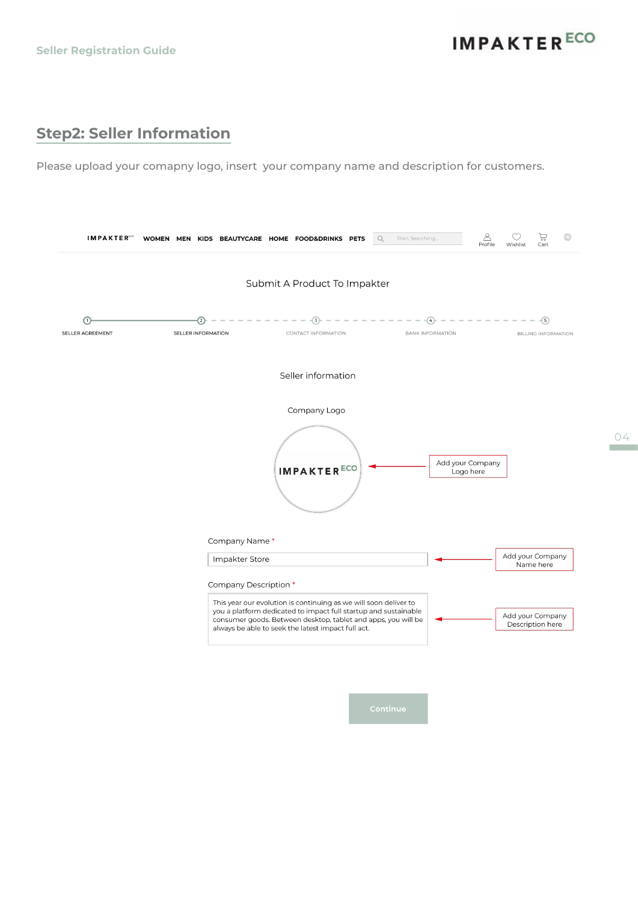## Step2: Seller Information

Please upload your comapny logo, insert  your company name and description for customers.

IMPAKTER WOMEN MEN KIDS BEAUTYCARE HOME FOOD&DRINKS PETS Start Searching... Profile Wishlist Cart

Submit A Product To Impakter

1 SELLER AGREEMENT — 2 SELLER INFORMATION — 3 CONTACT INFORMATION — 4 BANK INFORMATION — 5 BILLING INFORMATION

Seller information

Company Logo

IMPAKTER ECO

Add your Company Logo here

Company Name *

Impakter Store

Add your Company Name here

Company Description *

This year our evolution is continuing as we will soon deliver to you a platform dedicated to impact full startup and sustainable consumer goods. Between desktop, tablet and apps, you will be always be able to seek the latest impact full act.

Add your Company Description here

Continue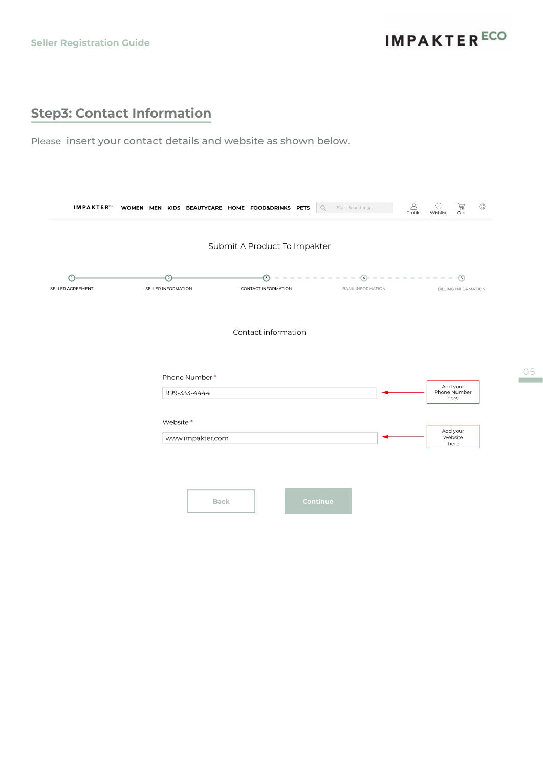## Step3: Contact Information

Please insert your contact details and website as shown below.

IMPAKTER WOMEN MEN KIDS BEAUTYCARE HOME FOOD&DRINKS PETS Start Searching... Profile Wishlist Cart

Submit A Product To Impakter

1 SELLER AGREEMENT — 2 SELLER INFORMATION — 3 CONTACT INFORMATION — 4 BANK INFORMATION — 5 BILLING INFORMATION

Contact information

Phone Number *

999-333-4444 ← Add your Phone Number here

Website *

www.impakter.com ← Add your Website here

Back | Continue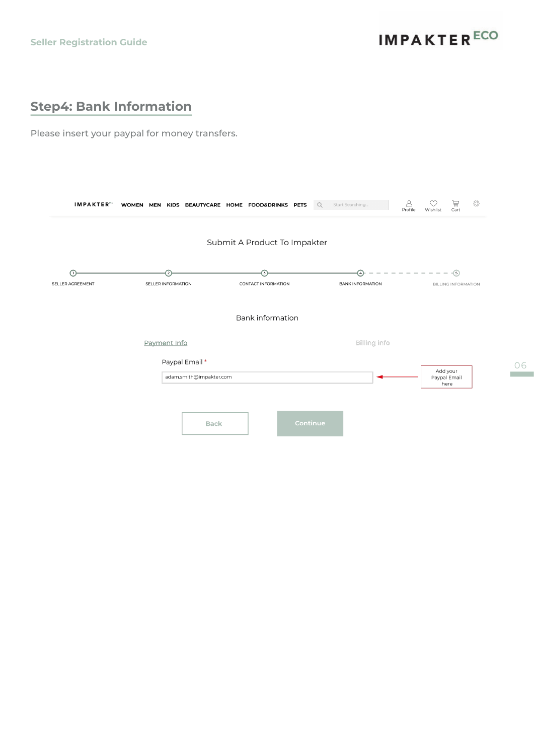## Step4: Bank Information

Please insert your paypal for money transfers.

IMPAKTER WOMEN MEN KIDS BEAUTYCARE HOME FOOD&DRINKS PETS Start Searching.. Profile Wishlist Cart

Submit A Product To Impakter

1 SELLER AGREEMENT — 2 SELLER INFORMATION — 3 CONTACT INFORMATION — 4 BANK INFORMATION — 5 BILLING INFORMATION

Bank information

Payment Info    Billing Info

Paypal Email *

adam.smith@impakter.com ← Add your Paypal Email here

Back    Continue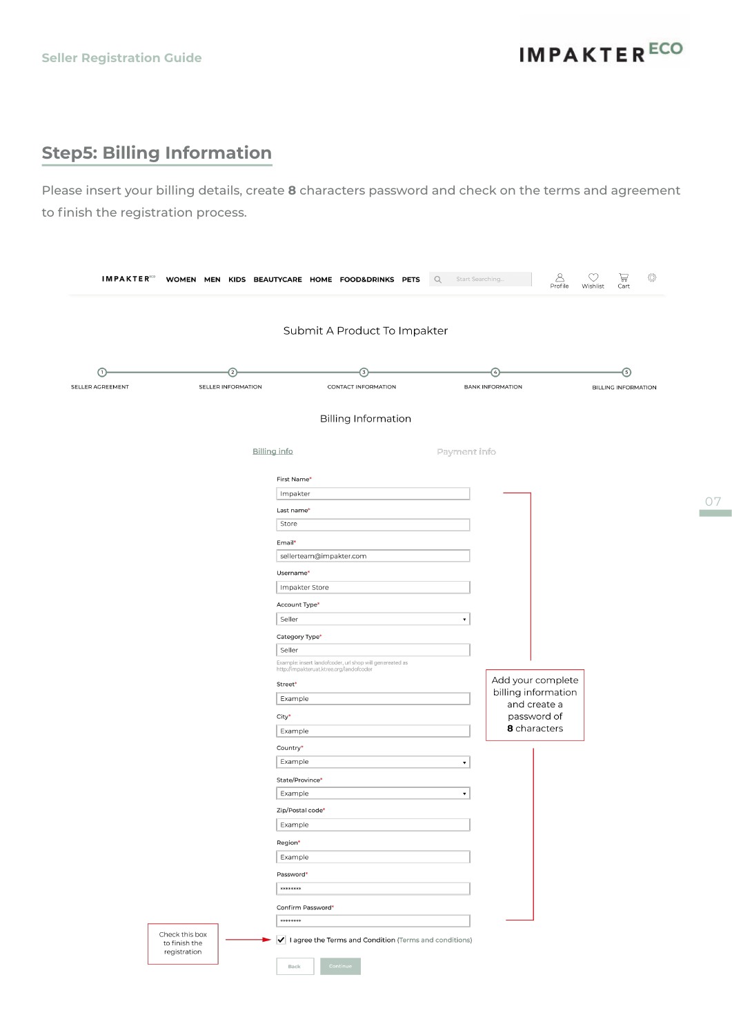## Step5: Billing Information

Please insert your billing details, create **8** characters password and check on the terms and agreement to finish the registration process.

Submit A Product To Impakter

SELLER AGREEMENT — SELLER INFORMATION — CONTACT INFORMATION — BANK INFORMATION — BILLING INFORMATION

Billing Information

Billing info | Payment info

First Name*: Impakter

Last name*: Store

Email*: sellerteam@impakter.com

Username*: Impakter Store

Account Type*: Seller

Category Type*: Seller

Example: insert landofcoder, url shop will genereated as http://impakteruat.ktree.org/landofcoder

Street*: Example

City*: Example

Country*: Example

State/Province*: Example

Zip/Postal code*: Example

Region*: Example

Password*: ********

Confirm Password*: ********

☑ I agree the Terms and Condition (Terms and conditions)

Back | Continue

Add your complete billing information and create a password of **8** characters

Check this box to finish the registration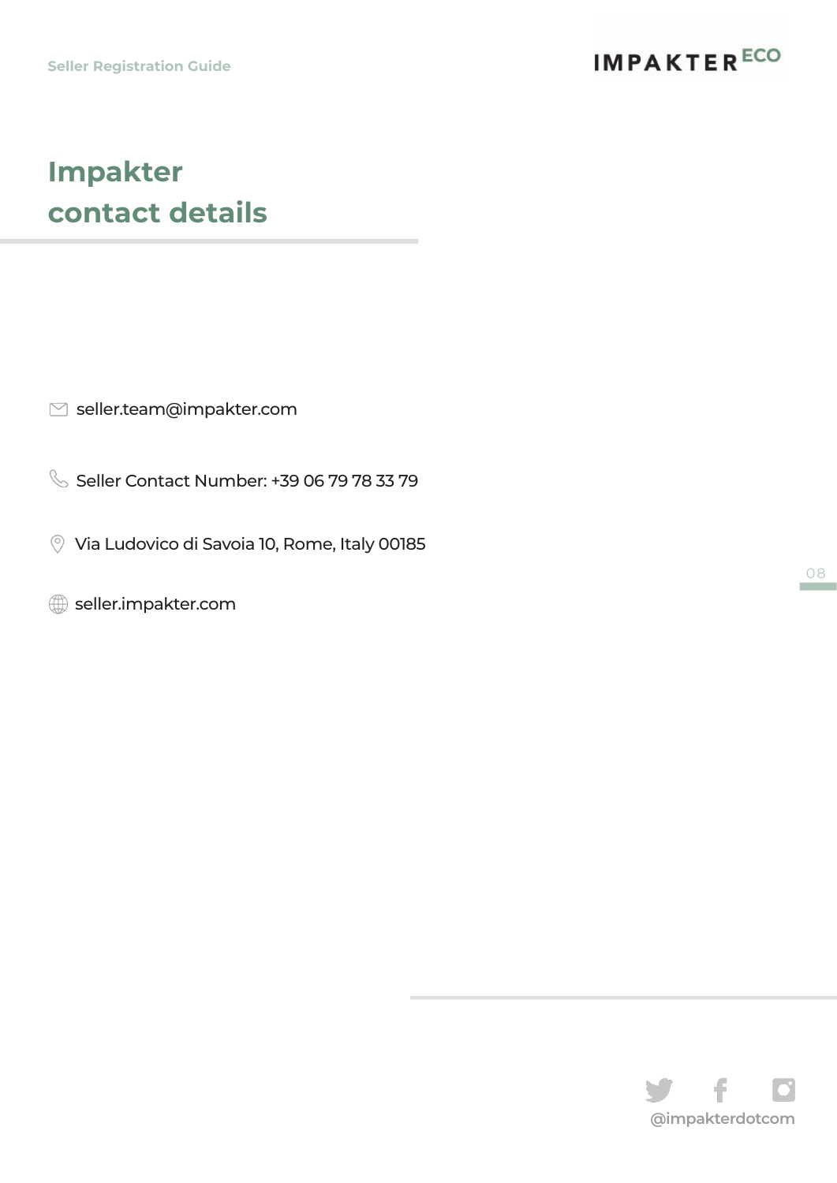# Impakter contact details

seller.team@impakter.com

Seller Contact Number: +39 06 79 78 33 79

Via Ludovico di Savoia 10, Rome, Italy 00185

seller.impakter.com

@impakterdotcom